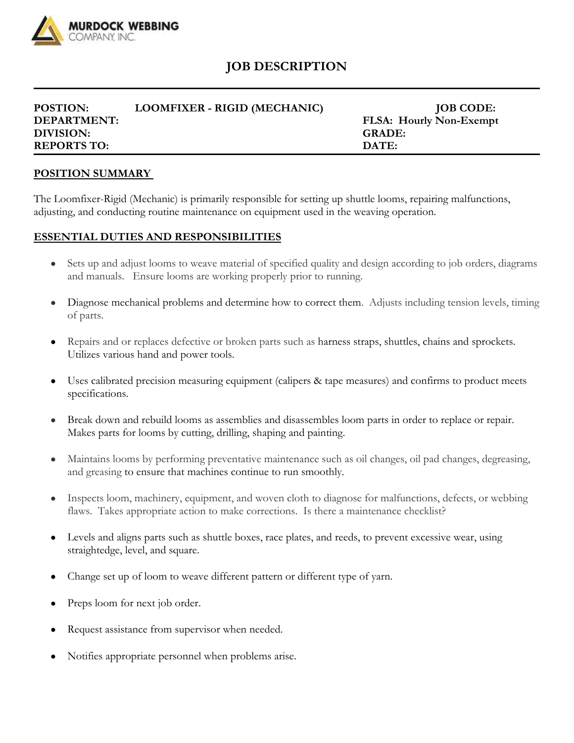MURDOCK WEBBING COMPANY, INC.

# JOB DESCRIPTION

| | | | |
|---|---|---|---|
| **POSTION:** | **LOOMFIXER - RIGID (MECHANIC)** | **JOB CODE:** | |
| **DEPARTMENT:** | | **FLSA: Hourly Non-Exempt** | |
| **DIVISION:** | | **GRADE:** | |
| **REPORTS TO:** | | **DATE:** | |

## POSITION SUMMARY

The Loomfixer-Rigid (Mechanic) is primarily responsible for setting up shuttle looms, repairing malfunctions, adjusting, and conducting routine maintenance on equipment used in the weaving operation.

## ESSENTIAL DUTIES AND RESPONSIBILITIES

- Sets up and adjust looms to weave material of specified quality and design according to job orders, diagrams and manuals. Ensure looms are working properly prior to running.
- Diagnose mechanical problems and determine how to correct them. Adjusts including tension levels, timing of parts.
- Repairs and or replaces defective or broken parts such as harness straps, shuttles, chains and sprockets. Utilizes various hand and power tools.
- Uses calibrated precision measuring equipment (calipers & tape measures) and confirms to product meets specifications.
- Break down and rebuild looms as assemblies and disassembles loom parts in order to replace or repair. Makes parts for looms by cutting, drilling, shaping and painting.
- Maintains looms by performing preventative maintenance such as oil changes, oil pad changes, degreasing, and greasing to ensure that machines continue to run smoothly.
- Inspects loom, machinery, equipment, and woven cloth to diagnose for malfunctions, defects, or webbing flaws. Takes appropriate action to make corrections. Is there a maintenance checklist?
- Levels and aligns parts such as shuttle boxes, race plates, and reeds, to prevent excessive wear, using straightedge, level, and square.
- Change set up of loom to weave different pattern or different type of yarn.
- Preps loom for next job order.
- Request assistance from supervisor when needed.
- Notifies appropriate personnel when problems arise.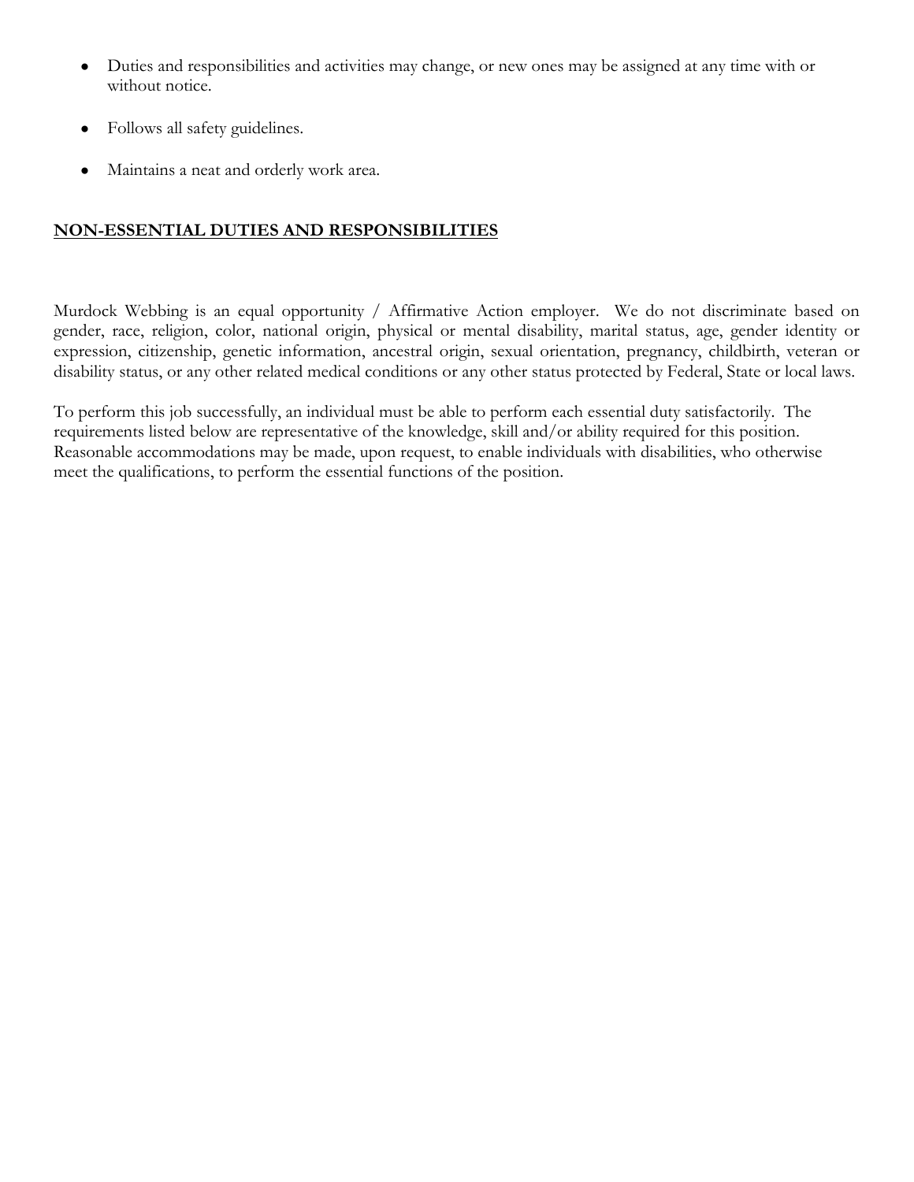- Duties and responsibilities and activities may change, or new ones may be assigned at any time with or without notice.
- Follows all safety guidelines.
- Maintains a neat and orderly work area.

**NON-ESSENTIAL DUTIES AND RESPONSIBILITIES**

Murdock Webbing is an equal opportunity / Affirmative Action employer. We do not discriminate based on gender, race, religion, color, national origin, physical or mental disability, marital status, age, gender identity or expression, citizenship, genetic information, ancestral origin, sexual orientation, pregnancy, childbirth, veteran or disability status, or any other related medical conditions or any other status protected by Federal, State or local laws.

To perform this job successfully, an individual must be able to perform each essential duty satisfactorily. The requirements listed below are representative of the knowledge, skill and/or ability required for this position. Reasonable accommodations may be made, upon request, to enable individuals with disabilities, who otherwise meet the qualifications, to perform the essential functions of the position.